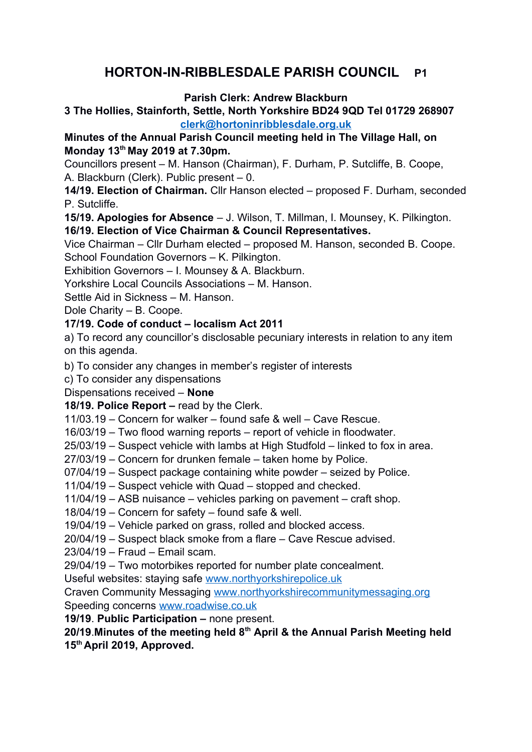# HORTON-IN-RIBBLESDALE PARISH COUNCIL

**Parish Clerk: Andrew Blackburn**

**3 The Hollies, Stainforth, Settle, North Yorkshire BD24 9QD Tel 01729 268907**
**clerk@hortoninribblesdale.org.uk**

**Minutes of the Annual Parish Council meeting held in The Village Hall, on Monday 13th May 2019 at 7.30pm.**

Councillors present – M. Hanson (Chairman), F. Durham, P. Sutcliffe, B. Coope, A. Blackburn (Clerk). Public present – 0.

**14/19. Election of Chairman.** Cllr Hanson elected – proposed F. Durham, seconded P. Sutcliffe.

**15/19. Apologies for Absence** – J. Wilson, T. Millman, I. Mounsey, K. Pilkington.

**16/19. Election of Vice Chairman & Council Representatives.**

Vice Chairman – Cllr Durham elected – proposed M. Hanson, seconded B. Coope.
School Foundation Governors – K. Pilkington.
Exhibition Governors – I. Mounsey & A. Blackburn.
Yorkshire Local Councils Associations – M. Hanson.
Settle Aid in Sickness – M. Hanson.
Dole Charity – B. Coope.

**17/19. Code of conduct – localism Act 2011**

a) To record any councillor's disclosable pecuniary interests in relation to any item on this agenda.

b) To consider any changes in member's register of interests

c) To consider any dispensations

Dispensations received – **None**

**18/19. Police Report –** read by the Clerk.

11/03.19 – Concern for walker – found safe & well – Cave Rescue.
16/03/19 – Two flood warning reports – report of vehicle in floodwater.
25/03/19 – Suspect vehicle with lambs at High Studfold – linked to fox in area.
27/03/19 – Concern for drunken female – taken home by Police.
07/04/19 – Suspect package containing white powder – seized by Police.
11/04/19 – Suspect vehicle with Quad – stopped and checked.
11/04/19 – ASB nuisance – vehicles parking on pavement – craft shop.
18/04/19 – Concern for safety – found safe & well.
19/04/19 – Vehicle parked on grass, rolled and blocked access.
20/04/19 – Suspect black smoke from a flare – Cave Rescue advised.
23/04/19 – Fraud – Email scam.
29/04/19 – Two motorbikes reported for number plate concealment.

Useful websites: staying safe www.northyorkshirepolice.uk
Craven Community Messaging www.northyorkshirecommunitymessaging.org
Speeding concerns www.roadwise.co.uk

**19/19**. **Public Participation –** none present.

**20/19**.**Minutes of the meeting held 8th April & the Annual Parish Meeting held 15th April 2019, Approved.**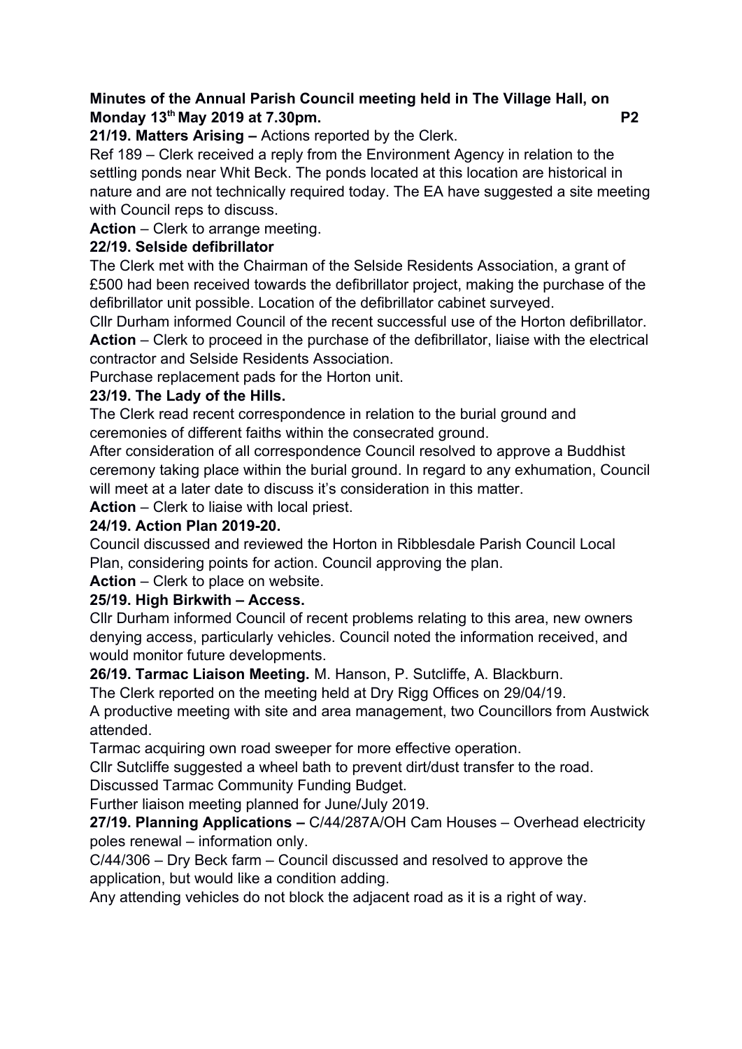**Minutes of the Annual Parish Council meeting held in The Village Hall, on Monday 13th May 2019 at 7.30pm.**

**21/19. Matters Arising –** Actions reported by the Clerk.

Ref 189 – Clerk received a reply from the Environment Agency in relation to the settling ponds near Whit Beck. The ponds located at this location are historical in nature and are not technically required today. The EA have suggested a site meeting with Council reps to discuss.

**Action** – Clerk to arrange meeting.

**22/19. Selside defibrillator**

The Clerk met with the Chairman of the Selside Residents Association, a grant of £500 had been received towards the defibrillator project, making the purchase of the defibrillator unit possible. Location of the defibrillator cabinet surveyed.

Cllr Durham informed Council of the recent successful use of the Horton defibrillator.

**Action** – Clerk to proceed in the purchase of the defibrillator, liaise with the electrical contractor and Selside Residents Association.

Purchase replacement pads for the Horton unit.

**23/19. The Lady of the Hills.**

The Clerk read recent correspondence in relation to the burial ground and ceremonies of different faiths within the consecrated ground.

After consideration of all correspondence Council resolved to approve a Buddhist ceremony taking place within the burial ground. In regard to any exhumation, Council will meet at a later date to discuss it's consideration in this matter.

**Action** – Clerk to liaise with local priest.

**24/19. Action Plan 2019-20.**

Council discussed and reviewed the Horton in Ribblesdale Parish Council Local Plan, considering points for action. Council approving the plan.

**Action** – Clerk to place on website.

**25/19. High Birkwith – Access.**

Cllr Durham informed Council of recent problems relating to this area, new owners denying access, particularly vehicles. Council noted the information received, and would monitor future developments.

**26/19. Tarmac Liaison Meeting.** M. Hanson, P. Sutcliffe, A. Blackburn.

The Clerk reported on the meeting held at Dry Rigg Offices on 29/04/19.

A productive meeting with site and area management, two Councillors from Austwick attended.

Tarmac acquiring own road sweeper for more effective operation.

Cllr Sutcliffe suggested a wheel bath to prevent dirt/dust transfer to the road.

Discussed Tarmac Community Funding Budget.

Further liaison meeting planned for June/July 2019.

**27/19. Planning Applications –** C/44/287A/OH Cam Houses – Overhead electricity poles renewal – information only.

C/44/306 – Dry Beck farm – Council discussed and resolved to approve the application, but would like a condition adding.

Any attending vehicles do not block the adjacent road as it is a right of way.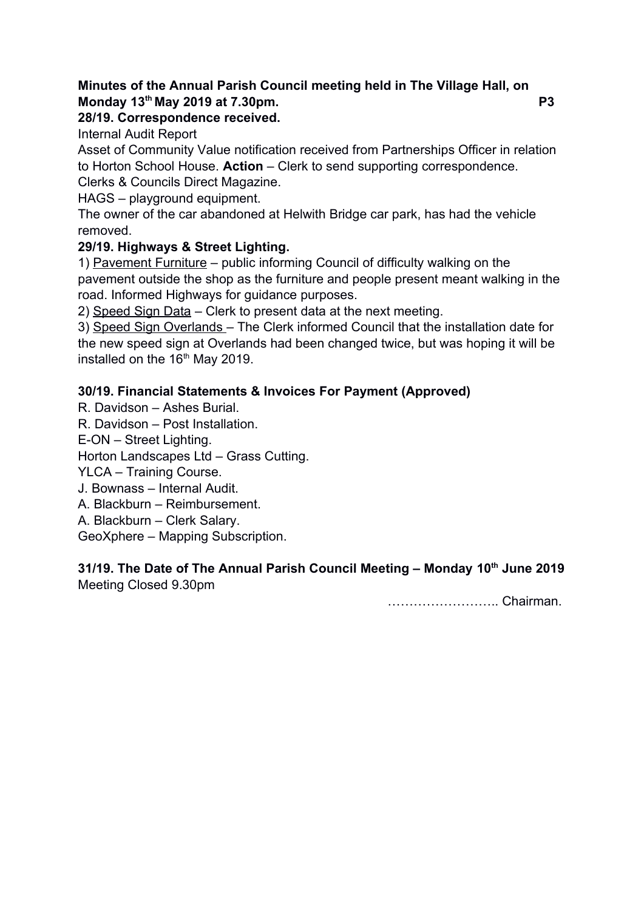**Minutes of the Annual Parish Council meeting held in The Village Hall, on Monday 13th May 2019 at 7.30pm.**

**28/19. Correspondence received.**

Internal Audit Report

Asset of Community Value notification received from Partnerships Officer in relation to Horton School House. **Action** – Clerk to send supporting correspondence.

Clerks & Councils Direct Magazine.

HAGS – playground equipment.

The owner of the car abandoned at Helwith Bridge car park, has had the vehicle removed.

**29/19. Highways & Street Lighting.**

1) Pavement Furniture – public informing Council of difficulty walking on the pavement outside the shop as the furniture and people present meant walking in the road. Informed Highways for guidance purposes.

2) Speed Sign Data – Clerk to present data at the next meeting.

3) Speed Sign Overlands – The Clerk informed Council that the installation date for the new speed sign at Overlands had been changed twice, but was hoping it will be installed on the 16th May 2019.

**30/19. Financial Statements & Invoices For Payment (Approved)**

R. Davidson – Ashes Burial.

R. Davidson – Post Installation.

E-ON – Street Lighting.

Horton Landscapes Ltd – Grass Cutting.

YLCA – Training Course.

J. Bownass – Internal Audit.

A. Blackburn – Reimbursement.

A. Blackburn – Clerk Salary.

GeoXphere – Mapping Subscription.

**31/19. The Date of The Annual Parish Council Meeting – Monday 10th June 2019**

Meeting Closed 9.30pm

…………………….. Chairman.